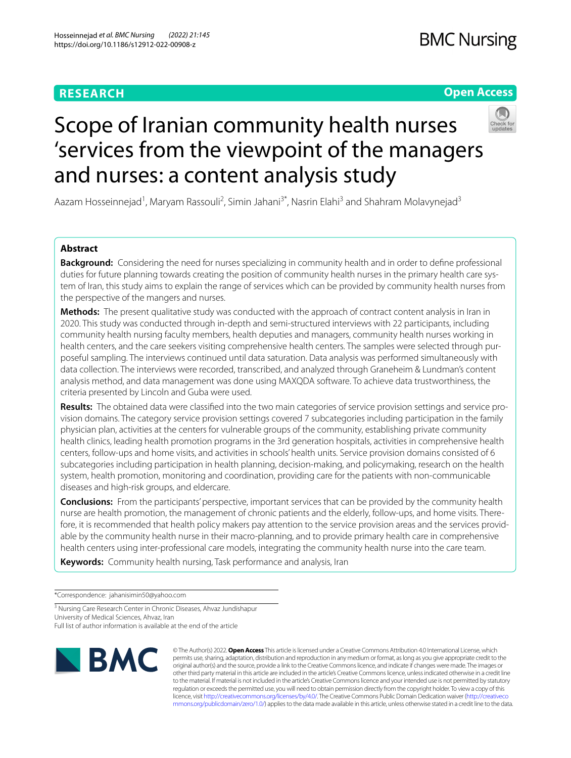RESEARCH

Open Access

# Scope of Iranian community health nurses 'services from the viewpoint of the managers and nurses: a content analysis study

Aazam Hosseinnejad[1], Maryam Rassouli[2], Simin Jahani[3*], Nasrin Elahi[3] and Shahram Molavynejad[3]

## Abstract

**Background:** Considering the need for nurses specializing in community health and in order to define professional duties for future planning towards creating the position of community health nurses in the primary health care system of Iran, this study aims to explain the range of services which can be provided by community health nurses from the perspective of the mangers and nurses.

**Methods:** The present qualitative study was conducted with the approach of contract content analysis in Iran in 2020. This study was conducted through in-depth and semi-structured interviews with 22 participants, including community health nursing faculty members, health deputies and managers, community health nurses working in health centers, and the care seekers visiting comprehensive health centers. The samples were selected through purposeful sampling. The interviews continued until data saturation. Data analysis was performed simultaneously with data collection. The interviews were recorded, transcribed, and analyzed through Graneheim & Lundman's content analysis method, and data management was done using MAXQDA software. To achieve data trustworthiness, the criteria presented by Lincoln and Guba were used.

**Results:** The obtained data were classified into the two main categories of service provision settings and service provision domains. The category service provision settings covered 7 subcategories including participation in the family physician plan, activities at the centers for vulnerable groups of the community, establishing private community health clinics, leading health promotion programs in the 3rd generation hospitals, activities in comprehensive health centers, follow-ups and home visits, and activities in schools' health units. Service provision domains consisted of 6 subcategories including participation in health planning, decision-making, and policymaking, research on the health system, health promotion, monitoring and coordination, providing care for the patients with non-communicable diseases and high-risk groups, and eldercare.

**Conclusions:** From the participants' perspective, important services that can be provided by the community health nurse are health promotion, the management of chronic patients and the elderly, follow-ups, and home visits. Therefore, it is recommended that health policy makers pay attention to the service provision areas and the services providable by the community health nurse in their macro-planning, and to provide primary health care in comprehensive health centers using inter-professional care models, integrating the community health nurse into the care team.

**Keywords:** Community health nursing, Task performance and analysis, Iran

*Correspondence: jahanisimin50@yahoo.com

[3] Nursing Care Research Center in Chronic Diseases, Ahvaz Jundishapur University of Medical Sciences, Ahvaz, Iran

Full list of author information is available at the end of the article

© The Author(s) 2022. **Open Access** This article is licensed under a Creative Commons Attribution 4.0 International License, which permits use, sharing, adaptation, distribution and reproduction in any medium or format, as long as you give appropriate credit to the original author(s) and the source, provide a link to the Creative Commons licence, and indicate if changes were made. The images or other third party material in this article are included in the article's Creative Commons licence, unless indicated otherwise in a credit line to the material. If material is not included in the article's Creative Commons licence and your intended use is not permitted by statutory regulation or exceeds the permitted use, you will need to obtain permission directly from the copyright holder. To view a copy of this licence, visit http://creativecommons.org/licenses/by/4.0/. The Creative Commons Public Domain Dedication waiver (http://creativecommons.org/publicdomain/zero/1.0/) applies to the data made available in this article, unless otherwise stated in a credit line to the data.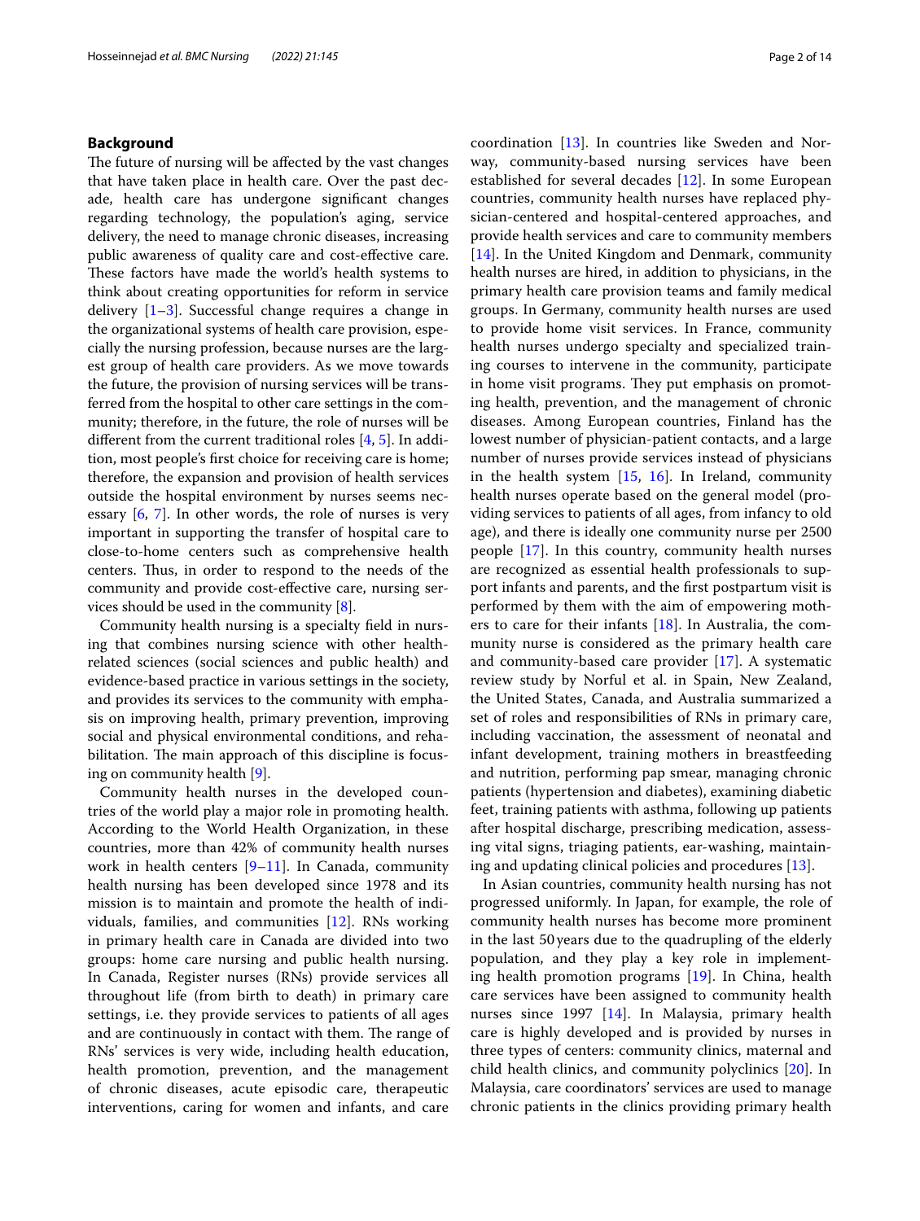## Background

The future of nursing will be affected by the vast changes that have taken place in health care. Over the past decade, health care has undergone significant changes regarding technology, the population's aging, service delivery, the need to manage chronic diseases, increasing public awareness of quality care and cost-effective care. These factors have made the world's health systems to think about creating opportunities for reform in service delivery [1–3]. Successful change requires a change in the organizational systems of health care provision, especially the nursing profession, because nurses are the largest group of health care providers. As we move towards the future, the provision of nursing services will be transferred from the hospital to other care settings in the community; therefore, in the future, the role of nurses will be different from the current traditional roles [4, 5]. In addition, most people's first choice for receiving care is home; therefore, the expansion and provision of health services outside the hospital environment by nurses seems necessary [6, 7]. In other words, the role of nurses is very important in supporting the transfer of hospital care to close-to-home centers such as comprehensive health centers. Thus, in order to respond to the needs of the community and provide cost-effective care, nursing services should be used in the community [8].

Community health nursing is a specialty field in nursing that combines nursing science with other health-related sciences (social sciences and public health) and evidence-based practice in various settings in the society, and provides its services to the community with emphasis on improving health, primary prevention, improving social and physical environmental conditions, and rehabilitation. The main approach of this discipline is focusing on community health [9].

Community health nurses in the developed countries of the world play a major role in promoting health. According to the World Health Organization, in these countries, more than 42% of community health nurses work in health centers [9–11]. In Canada, community health nursing has been developed since 1978 and its mission is to maintain and promote the health of individuals, families, and communities [12]. RNs working in primary health care in Canada are divided into two groups: home care nursing and public health nursing. In Canada, Register nurses (RNs) provide services all throughout life (from birth to death) in primary care settings, i.e. they provide services to patients of all ages and are continuously in contact with them. The range of RNs' services is very wide, including health education, health promotion, prevention, and the management of chronic diseases, acute episodic care, therapeutic interventions, caring for women and infants, and care coordination [13]. In countries like Sweden and Norway, community-based nursing services have been established for several decades [12]. In some European countries, community health nurses have replaced physician-centered and hospital-centered approaches, and provide health services and care to community members [14]. In the United Kingdom and Denmark, community health nurses are hired, in addition to physicians, in the primary health care provision teams and family medical groups. In Germany, community health nurses are used to provide home visit services. In France, community health nurses undergo specialty and specialized training courses to intervene in the community, participate in home visit programs. They put emphasis on promoting health, prevention, and the management of chronic diseases. Among European countries, Finland has the lowest number of physician-patient contacts, and a large number of nurses provide services instead of physicians in the health system [15, 16]. In Ireland, community health nurses operate based on the general model (providing services to patients of all ages, from infancy to old age), and there is ideally one community nurse per 2500 people [17]. In this country, community health nurses are recognized as essential health professionals to support infants and parents, and the first postpartum visit is performed by them with the aim of empowering mothers to care for their infants [18]. In Australia, the community nurse is considered as the primary health care and community-based care provider [17]. A systematic review study by Norful et al. in Spain, New Zealand, the United States, Canada, and Australia summarized a set of roles and responsibilities of RNs in primary care, including vaccination, the assessment of neonatal and infant development, training mothers in breastfeeding and nutrition, performing pap smear, managing chronic patients (hypertension and diabetes), examining diabetic feet, training patients with asthma, following up patients after hospital discharge, prescribing medication, assessing vital signs, triaging patients, ear-washing, maintaining and updating clinical policies and procedures [13].

In Asian countries, community health nursing has not progressed uniformly. In Japan, for example, the role of community health nurses has become more prominent in the last 50 years due to the quadrupling of the elderly population, and they play a key role in implementing health promotion programs [19]. In China, health care services have been assigned to community health nurses since 1997 [14]. In Malaysia, primary health care is highly developed and is provided by nurses in three types of centers: community clinics, maternal and child health clinics, and community polyclinics [20]. In Malaysia, care coordinators' services are used to manage chronic patients in the clinics providing primary health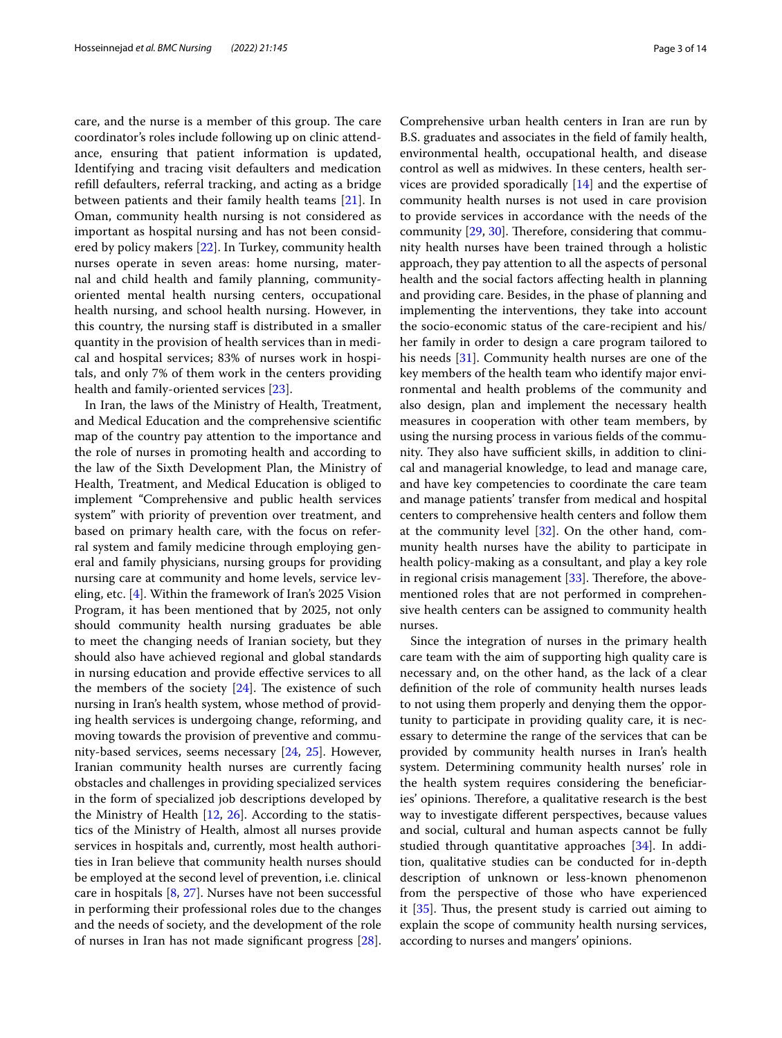care, and the nurse is a member of this group. The care coordinator's roles include following up on clinic attendance, ensuring that patient information is updated, Identifying and tracing visit defaulters and medication refill defaulters, referral tracking, and acting as a bridge between patients and their family health teams [21]. In Oman, community health nursing is not considered as important as hospital nursing and has not been considered by policy makers [22]. In Turkey, community health nurses operate in seven areas: home nursing, maternal and child health and family planning, community-oriented mental health nursing centers, occupational health nursing, and school health nursing. However, in this country, the nursing staff is distributed in a smaller quantity in the provision of health services than in medical and hospital services; 83% of nurses work in hospitals, and only 7% of them work in the centers providing health and family-oriented services [23].

In Iran, the laws of the Ministry of Health, Treatment, and Medical Education and the comprehensive scientific map of the country pay attention to the importance and the role of nurses in promoting health and according to the law of the Sixth Development Plan, the Ministry of Health, Treatment, and Medical Education is obliged to implement "Comprehensive and public health services system" with priority of prevention over treatment, and based on primary health care, with the focus on referral system and family medicine through employing general and family physicians, nursing groups for providing nursing care at community and home levels, service leveling, etc. [4]. Within the framework of Iran's 2025 Vision Program, it has been mentioned that by 2025, not only should community health nursing graduates be able to meet the changing needs of Iranian society, but they should also have achieved regional and global standards in nursing education and provide effective services to all the members of the society [24]. The existence of such nursing in Iran's health system, whose method of providing health services is undergoing change, reforming, and moving towards the provision of preventive and community-based services, seems necessary [24, 25]. However, Iranian community health nurses are currently facing obstacles and challenges in providing specialized services in the form of specialized job descriptions developed by the Ministry of Health [12, 26]. According to the statistics of the Ministry of Health, almost all nurses provide services in hospitals and, currently, most health authorities in Iran believe that community health nurses should be employed at the second level of prevention, i.e. clinical care in hospitals [8, 27]. Nurses have not been successful in performing their professional roles due to the changes and the needs of society, and the development of the role of nurses in Iran has not made significant progress [28]. Comprehensive urban health centers in Iran are run by B.S. graduates and associates in the field of family health, environmental health, occupational health, and disease control as well as midwives. In these centers, health services are provided sporadically [14] and the expertise of community health nurses is not used in care provision to provide services in accordance with the needs of the community [29, 30]. Therefore, considering that community health nurses have been trained through a holistic approach, they pay attention to all the aspects of personal health and the social factors affecting health in planning and providing care. Besides, in the phase of planning and implementing the interventions, they take into account the socio-economic status of the care-recipient and his/her family in order to design a care program tailored to his needs [31]. Community health nurses are one of the key members of the health team who identify major environmental and health problems of the community and also design, plan and implement the necessary health measures in cooperation with other team members, by using the nursing process in various fields of the community. They also have sufficient skills, in addition to clinical and managerial knowledge, to lead and manage care, and have key competencies to coordinate the care team and manage patients' transfer from medical and hospital centers to comprehensive health centers and follow them at the community level [32]. On the other hand, community health nurses have the ability to participate in health policy-making as a consultant, and play a key role in regional crisis management [33]. Therefore, the above-mentioned roles that are not performed in comprehensive health centers can be assigned to community health nurses.

Since the integration of nurses in the primary health care team with the aim of supporting high quality care is necessary and, on the other hand, as the lack of a clear definition of the role of community health nurses leads to not using them properly and denying them the opportunity to participate in providing quality care, it is necessary to determine the range of the services that can be provided by community health nurses in Iran's health system. Determining community health nurses' role in the health system requires considering the beneficiaries' opinions. Therefore, a qualitative research is the best way to investigate different perspectives, because values and social, cultural and human aspects cannot be fully studied through quantitative approaches [34]. In addition, qualitative studies can be conducted for in-depth description of unknown or less-known phenomenon from the perspective of those who have experienced it [35]. Thus, the present study is carried out aiming to explain the scope of community health nursing services, according to nurses and mangers' opinions.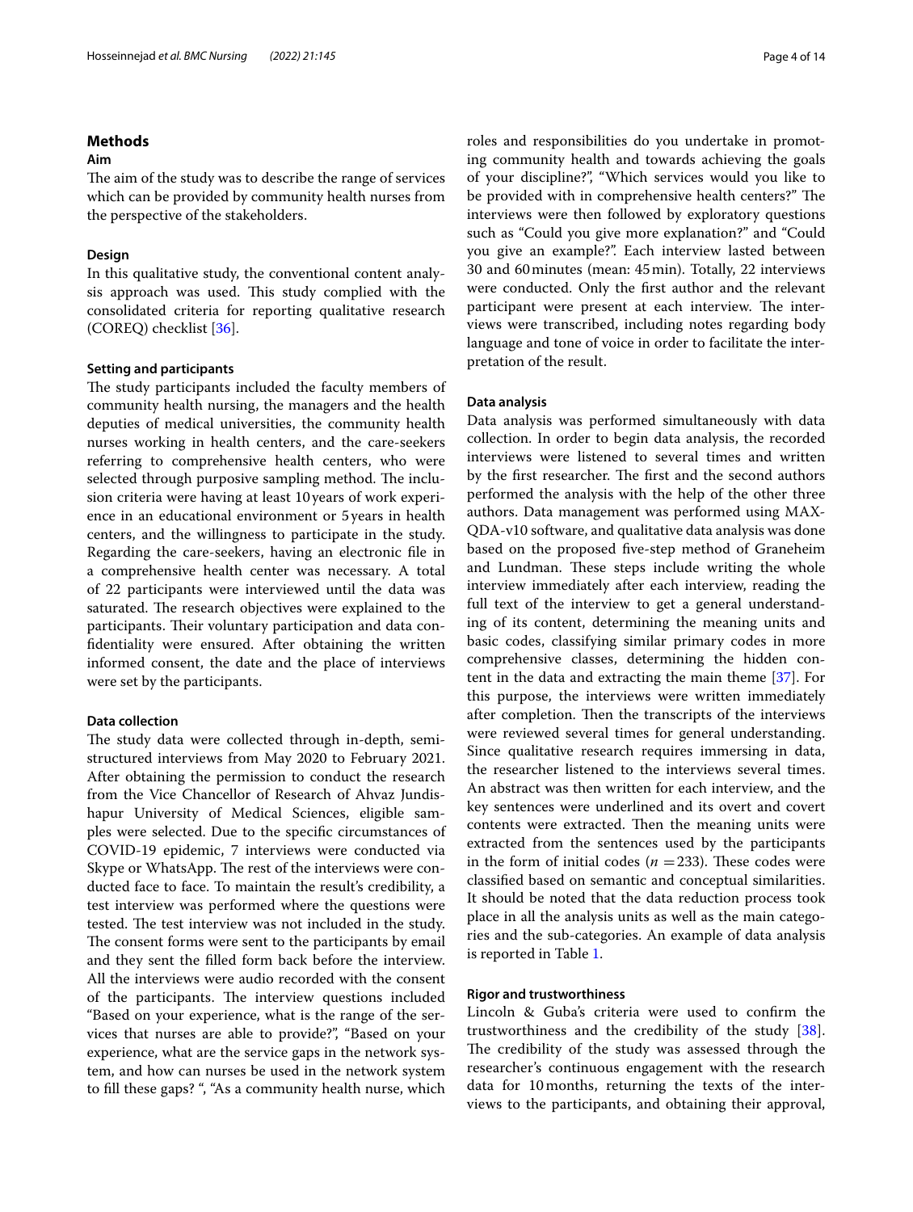## Methods

### Aim

The aim of the study was to describe the range of services which can be provided by community health nurses from the perspective of the stakeholders.

### Design

In this qualitative study, the conventional content analysis approach was used. This study complied with the consolidated criteria for reporting qualitative research (COREQ) checklist [36].

### Setting and participants

The study participants included the faculty members of community health nursing, the managers and the health deputies of medical universities, the community health nurses working in health centers, and the care-seekers referring to comprehensive health centers, who were selected through purposive sampling method. The inclusion criteria were having at least 10 years of work experience in an educational environment or 5 years in health centers, and the willingness to participate in the study. Regarding the care-seekers, having an electronic file in a comprehensive health center was necessary. A total of 22 participants were interviewed until the data was saturated. The research objectives were explained to the participants. Their voluntary participation and data confidentiality were ensured. After obtaining the written informed consent, the date and the place of interviews were set by the participants.

### Data collection

The study data were collected through in-depth, semi-structured interviews from May 2020 to February 2021. After obtaining the permission to conduct the research from the Vice Chancellor of Research of Ahvaz Jundishapur University of Medical Sciences, eligible samples were selected. Due to the specific circumstances of COVID-19 epidemic, 7 interviews were conducted via Skype or WhatsApp. The rest of the interviews were conducted face to face. To maintain the result's credibility, a test interview was performed where the questions were tested. The test interview was not included in the study. The consent forms were sent to the participants by email and they sent the filled form back before the interview. All the interviews were audio recorded with the consent of the participants. The interview questions included "Based on your experience, what is the range of the services that nurses are able to provide?", "Based on your experience, what are the service gaps in the network system, and how can nurses be used in the network system to fill these gaps? ", "As a community health nurse, which roles and responsibilities do you undertake in promoting community health and towards achieving the goals of your discipline?", "Which services would you like to be provided with in comprehensive health centers?" The interviews were then followed by exploratory questions such as "Could you give more explanation?" and "Could you give an example?". Each interview lasted between 30 and 60 minutes (mean: 45 min). Totally, 22 interviews were conducted. Only the first author and the relevant participant were present at each interview. The interviews were transcribed, including notes regarding body language and tone of voice in order to facilitate the interpretation of the result.

### Data analysis

Data analysis was performed simultaneously with data collection. In order to begin data analysis, the recorded interviews were listened to several times and written by the first researcher. The first and the second authors performed the analysis with the help of the other three authors. Data management was performed using MAXQDA-v10 software, and qualitative data analysis was done based on the proposed five-step method of Graneheim and Lundman. These steps include writing the whole interview immediately after each interview, reading the full text of the interview to get a general understanding of its content, determining the meaning units and basic codes, classifying similar primary codes in more comprehensive classes, determining the hidden content in the data and extracting the main theme [37]. For this purpose, the interviews were written immediately after completion. Then the transcripts of the interviews were reviewed several times for general understanding. Since qualitative research requires immersing in data, the researcher listened to the interviews several times. An abstract was then written for each interview, and the key sentences were underlined and its overt and covert contents were extracted. Then the meaning units were extracted from the sentences used by the participants in the form of initial codes ($n = 233$). These codes were classified based on semantic and conceptual similarities. It should be noted that the data reduction process took place in all the analysis units as well as the main categories and the sub-categories. An example of data analysis is reported in Table 1.

### Rigor and trustworthiness

Lincoln & Guba's criteria were used to confirm the trustworthiness and the credibility of the study [38]. The credibility of the study was assessed through the researcher's continuous engagement with the research data for 10 months, returning the texts of the interviews to the participants, and obtaining their approval,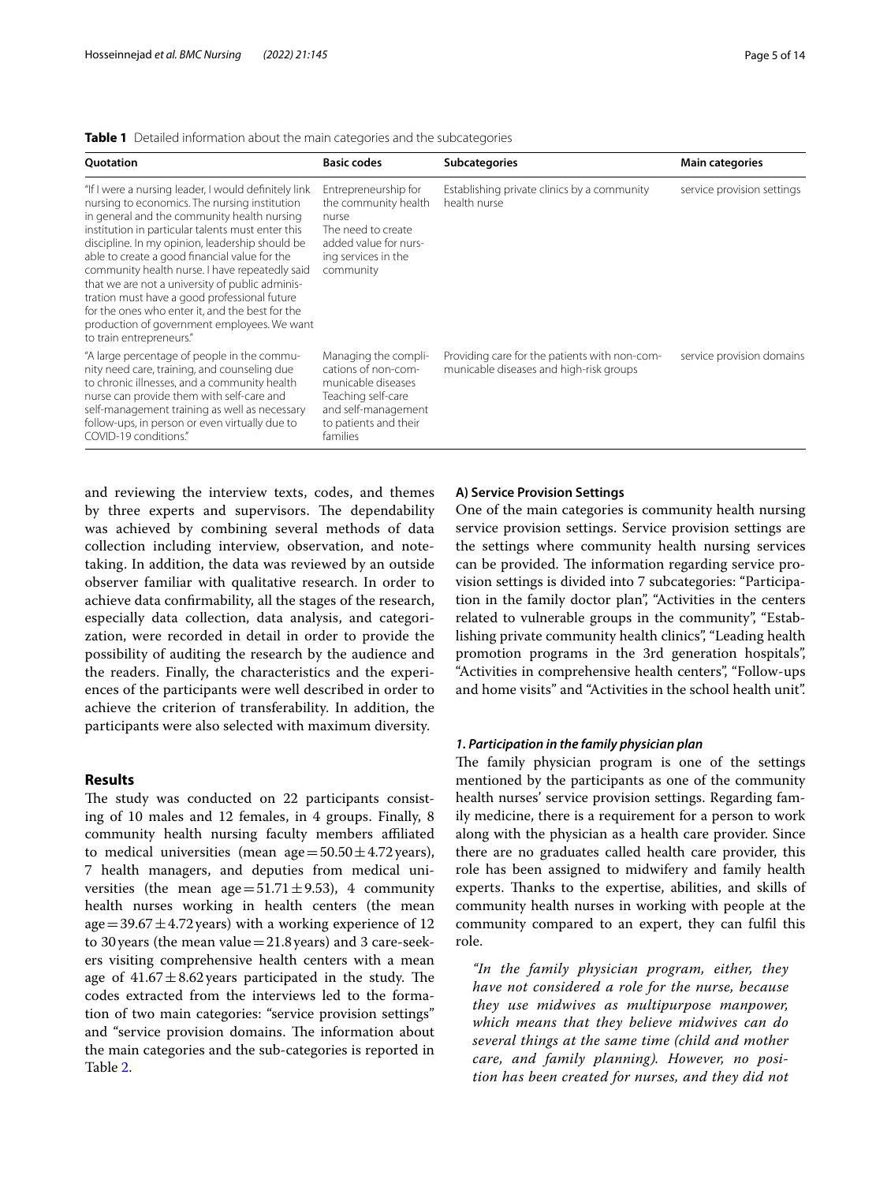**Table 1** Detailed information about the main categories and the subcategories

| Quotation | Basic codes | Subcategories | Main categories |
|---|---|---|---|
| "If I were a nursing leader, I would definitely link nursing to economics. The nursing institution in general and the community health nursing institution in particular talents must enter this discipline. In my opinion, leadership should be able to create a good financial value for the community health nurse. I have repeatedly said that we are not a university of public administration must have a good professional future for the ones who enter it, and the best for the production of government employees. We want to train entrepreneurs." | Entrepreneurship for the community health nurse<br>The need to create added value for nursing services in the community | Establishing private clinics by a community health nurse | service provision settings |
| "A large percentage of people in the community need care, training, and counseling due to chronic illnesses, and a community health nurse can provide them with self-care and self-management training as well as necessary follow-ups, in person or even virtually due to COVID-19 conditions." | Managing the complications of non-communicable diseases<br>Teaching self-care and self-management to patients and their families | Providing care for the patients with non-communicable diseases and high-risk groups | service provision domains |

and reviewing the interview texts, codes, and themes by three experts and supervisors. The dependability was achieved by combining several methods of data collection including interview, observation, and note-taking. In addition, the data was reviewed by an outside observer familiar with qualitative research. In order to achieve data confirmability, all the stages of the research, especially data collection, data analysis, and categorization, were recorded in detail in order to provide the possibility of auditing the research by the audience and the readers. Finally, the characteristics and the experiences of the participants were well described in order to achieve the criterion of transferability. In addition, the participants were also selected with maximum diversity.

## Results

The study was conducted on 22 participants consisting of 10 males and 12 females, in 4 groups. Finally, 8 community health nursing faculty members affiliated to medical universities (mean age $= 50.50 \pm 4.72$ years), 7 health managers, and deputies from medical universities (the mean age $= 51.71 \pm 9.53$), 4 community health nurses working in health centers (the mean age $= 39.67 \pm 4.72$ years) with a working experience of 12 to 30 years (the mean value $= 21.8$ years) and 3 care-seekers visiting comprehensive health centers with a mean age of $41.67 \pm 8.62$ years participated in the study. The codes extracted from the interviews led to the formation of two main categories: "service provision settings" and "service provision domains. The information about the main categories and the sub-categories is reported in Table 2.

### A) Service Provision Settings

One of the main categories is community health nursing service provision settings. Service provision settings are the settings where community health nursing services can be provided. The information regarding service provision settings is divided into 7 subcategories: "Participation in the family doctor plan", "Activities in the centers related to vulnerable groups in the community", "Establishing private community health clinics", "Leading health promotion programs in the 3rd generation hospitals", "Activities in comprehensive health centers", "Follow-ups and home visits" and "Activities in the school health unit".

#### *1. Participation in the family physician plan*

The family physician program is one of the settings mentioned by the participants as one of the community health nurses' service provision settings. Regarding family medicine, there is a requirement for a person to work along with the physician as a health care provider. Since there are no graduates called health care provider, this role has been assigned to midwifery and family health experts. Thanks to the expertise, abilities, and skills of community health nurses in working with people at the community compared to an expert, they can fulfil this role.

*"In the family physician program, either, they have not considered a role for the nurse, because they use midwives as multipurpose manpower, which means that they believe midwives can do several things at the same time (child and mother care, and family planning). However, no position has been created for nurses, and they did not*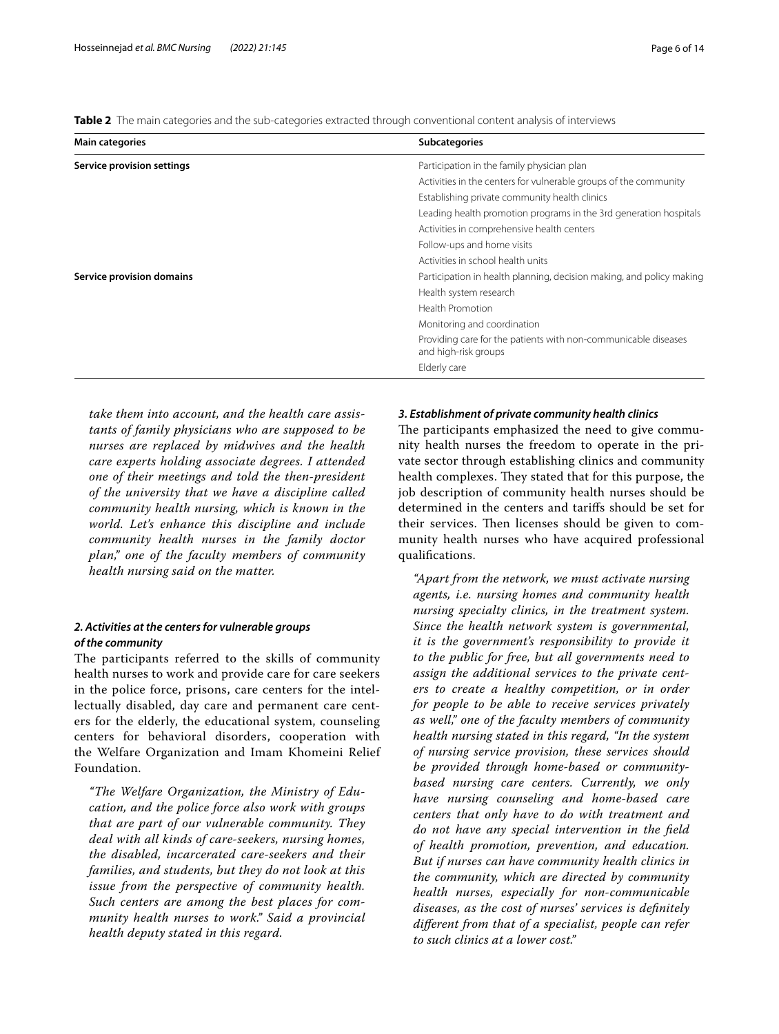**Table 2** The main categories and the sub-categories extracted through conventional content analysis of interviews

| Main categories | Subcategories |
|---|---|
| **Service provision settings** | Participation in the family physician plan |
| | Activities in the centers for vulnerable groups of the community |
| | Establishing private community health clinics |
| | Leading health promotion programs in the 3rd generation hospitals |
| | Activities in comprehensive health centers |
| | Follow-ups and home visits |
| | Activities in school health units |
| **Service provision domains** | Participation in health planning, decision making, and policy making |
| | Health system research |
| | Health Promotion |
| | Monitoring and coordination |
| | Providing care for the patients with non-communicable diseases and high-risk groups |
| | Elderly care |

*take them into account, and the health care assistants of family physicians who are supposed to be nurses are replaced by midwives and the health care experts holding associate degrees. I attended one of their meetings and told the then-president of the university that we have a discipline called community health nursing, which is known in the world. Let's enhance this discipline and include community health nurses in the family doctor plan," one of the faculty members of community health nursing said on the matter.*

#### *2. Activities at the centers for vulnerable groups of the community*

The participants referred to the skills of community health nurses to work and provide care for care seekers in the police force, prisons, care centers for the intellectually disabled, day care and permanent care centers for the elderly, the educational system, counseling centers for behavioral disorders, cooperation with the Welfare Organization and Imam Khomeini Relief Foundation.

> *"The Welfare Organization, the Ministry of Education, and the police force also work with groups that are part of our vulnerable community. They deal with all kinds of care-seekers, nursing homes, the disabled, incarcerated care-seekers and their families, and students, but they do not look at this issue from the perspective of community health. Such centers are among the best places for community health nurses to work." Said a provincial health deputy stated in this regard.*

#### *3. Establishment of private community health clinics*

The participants emphasized the need to give community health nurses the freedom to operate in the private sector through establishing clinics and community health complexes. They stated that for this purpose, the job description of community health nurses should be determined in the centers and tariffs should be set for their services. Then licenses should be given to community health nurses who have acquired professional qualifications.

> *"Apart from the network, we must activate nursing agents, i.e. nursing homes and community health nursing specialty clinics, in the treatment system. Since the health network system is governmental, it is the government's responsibility to provide it to the public for free, but all governments need to assign the additional services to the private centers to create a healthy competition, or in order for people to be able to receive services privately as well," one of the faculty members of community health nursing stated in this regard, "In the system of nursing service provision, these services should be provided through home-based or community-based nursing care centers. Currently, we only have nursing counseling and home-based care centers that only have to do with treatment and do not have any special intervention in the field of health promotion, prevention, and education. But if nurses can have community health clinics in the community, which are directed by community health nurses, especially for non-communicable diseases, as the cost of nurses' services is definitely different from that of a specialist, people can refer to such clinics at a lower cost."*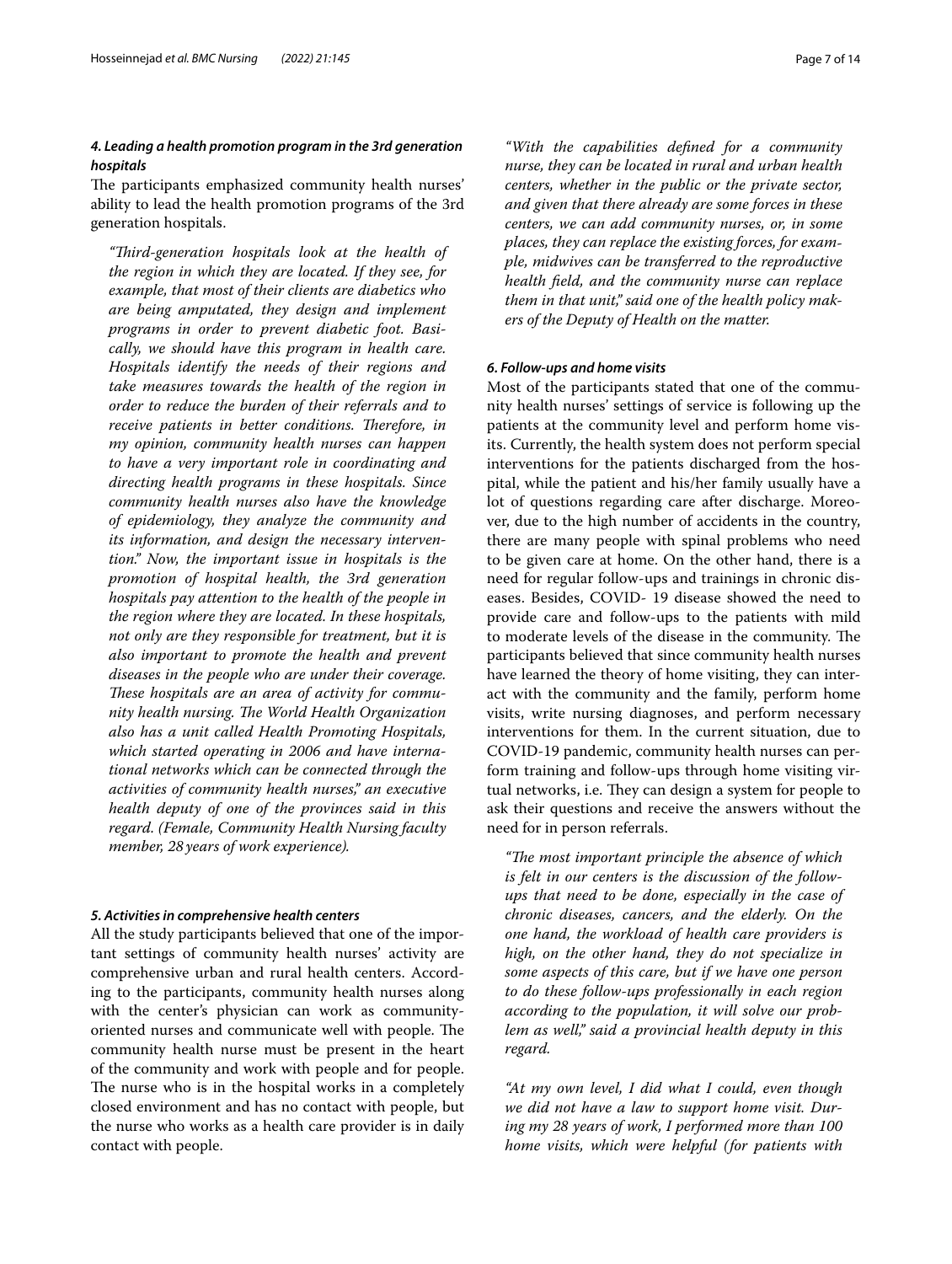#### *4. Leading a health promotion program in the 3rd generation hospitals*

The participants emphasized community health nurses' ability to lead the health promotion programs of the 3rd generation hospitals.

> *"Third-generation hospitals look at the health of the region in which they are located. If they see, for example, that most of their clients are diabetics who are being amputated, they design and implement programs in order to prevent diabetic foot. Basically, we should have this program in health care. Hospitals identify the needs of their regions and take measures towards the health of the region in order to reduce the burden of their referrals and to receive patients in better conditions. Therefore, in my opinion, community health nurses can happen to have a very important role in coordinating and directing health programs in these hospitals. Since community health nurses also have the knowledge of epidemiology, they analyze the community and its information, and design the necessary intervention." Now, the important issue in hospitals is the promotion of hospital health, the 3rd generation hospitals pay attention to the health of the people in the region where they are located. In these hospitals, not only are they responsible for treatment, but it is also important to promote the health and prevent diseases in the people who are under their coverage. These hospitals are an area of activity for community health nursing. The World Health Organization also has a unit called Health Promoting Hospitals, which started operating in 2006 and have international networks which can be connected through the activities of community health nurses," an executive health deputy of one of the provinces said in this regard. (Female, Community Health Nursing faculty member, 28 years of work experience).*

#### *5. Activities in comprehensive health centers*

All the study participants believed that one of the important settings of community health nurses' activity are comprehensive urban and rural health centers. According to the participants, community health nurses along with the center's physician can work as community-oriented nurses and communicate well with people. The community health nurse must be present in the heart of the community and work with people and for people. The nurse who is in the hospital works in a completely closed environment and has no contact with people, but the nurse who works as a health care provider is in daily contact with people.

> *"With the capabilities defined for a community nurse, they can be located in rural and urban health centers, whether in the public or the private sector, and given that there already are some forces in these centers, we can add community nurses, or, in some places, they can replace the existing forces, for example, midwives can be transferred to the reproductive health field, and the community nurse can replace them in that unit," said one of the health policy makers of the Deputy of Health on the matter.*

#### *6. Follow-ups and home visits*

Most of the participants stated that one of the community health nurses' settings of service is following up the patients at the community level and perform home visits. Currently, the health system does not perform special interventions for the patients discharged from the hospital, while the patient and his/her family usually have a lot of questions regarding care after discharge. Moreover, due to the high number of accidents in the country, there are many people with spinal problems who need to be given care at home. On the other hand, there is a need for regular follow-ups and trainings in chronic diseases. Besides, COVID- 19 disease showed the need to provide care and follow-ups to the patients with mild to moderate levels of the disease in the community. The participants believed that since community health nurses have learned the theory of home visiting, they can interact with the community and the family, perform home visits, write nursing diagnoses, and perform necessary interventions for them. In the current situation, due to COVID-19 pandemic, community health nurses can perform training and follow-ups through home visiting virtual networks, i.e. They can design a system for people to ask their questions and receive the answers without the need for in person referrals.

> *"The most important principle the absence of which is felt in our centers is the discussion of the follow-ups that need to be done, especially in the case of chronic diseases, cancers, and the elderly. On the one hand, the workload of health care providers is high, on the other hand, they do not specialize in some aspects of this care, but if we have one person to do these follow-ups professionally in each region according to the population, it will solve our problem as well," said a provincial health deputy in this regard.*

> *"At my own level, I did what I could, even though we did not have a law to support home visit. During my 28 years of work, I performed more than 100 home visits, which were helpful (for patients with*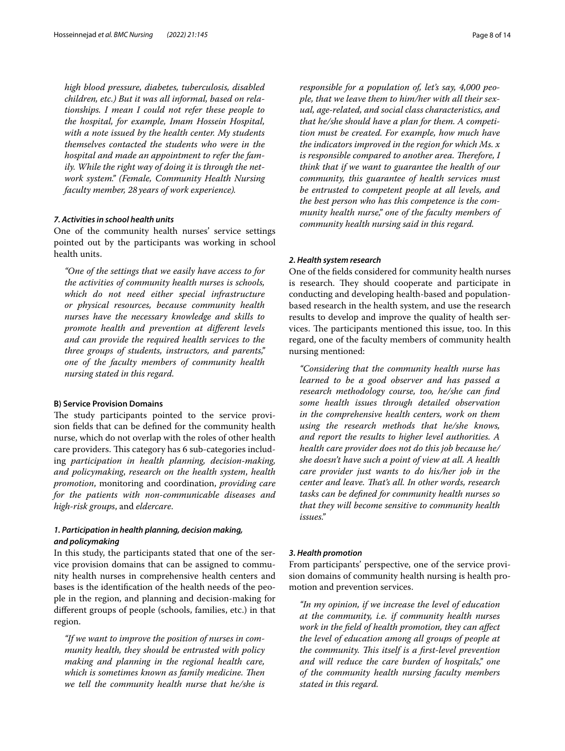*high blood pressure, diabetes, tuberculosis, disabled children, etc.) But it was all informal, based on relationships. I mean I could not refer these people to the hospital, for example, Imam Hossein Hospital, with a note issued by the health center. My students themselves contacted the students who were in the hospital and made an appointment to refer the family. While the right way of doing it is through the network system." (Female, Community Health Nursing faculty member, 28 years of work experience).*

#### *7. Activities in school health units*

One of the community health nurses' service settings pointed out by the participants was working in school health units.

> *"One of the settings that we easily have access to for the activities of community health nurses is schools, which do not need either special infrastructure or physical resources, because community health nurses have the necessary knowledge and skills to promote health and prevention at different levels and can provide the required health services to the three groups of students, instructors, and parents," one of the faculty members of community health nursing stated in this regard.*

### B) Service Provision Domains

The study participants pointed to the service provision fields that can be defined for the community health nurse, which do not overlap with the roles of other health care providers. This category has 6 sub-categories including *participation in health planning, decision-making, and policymaking*, *research on the health system*, *health promotion*, monitoring and coordination, *providing care for the patients with non-communicable diseases and high-risk groups*, and *eldercare*.

#### *1. Participation in health planning, decision making, and policymaking*

In this study, the participants stated that one of the service provision domains that can be assigned to community health nurses in comprehensive health centers and bases is the identification of the health needs of the people in the region, and planning and decision-making for different groups of people (schools, families, etc.) in that region.

> *"If we want to improve the position of nurses in community health, they should be entrusted with policy making and planning in the regional health care, which is sometimes known as family medicine. Then we tell the community health nurse that he/she is responsible for a population of, let's say, 4,000 people, that we leave them to him/her with all their sexual, age-related, and social class characteristics, and that he/she should have a plan for them. A competition must be created. For example, how much have the indicators improved in the region for which Ms. x is responsible compared to another area. Therefore, I think that if we want to guarantee the health of our community, this guarantee of health services must be entrusted to competent people at all levels, and the best person who has this competence is the community health nurse," one of the faculty members of community health nursing said in this regard.*

#### *2. Health system research*

One of the fields considered for community health nurses is research. They should cooperate and participate in conducting and developing health-based and population-based research in the health system, and use the research results to develop and improve the quality of health services. The participants mentioned this issue, too. In this regard, one of the faculty members of community health nursing mentioned:

> *"Considering that the community health nurse has learned to be a good observer and has passed a research methodology course, too, he/she can find some health issues through detailed observation in the comprehensive health centers, work on them using the research methods that he/she knows, and report the results to higher level authorities. A health care provider does not do this job because he/she doesn't have such a point of view at all. A health care provider just wants to do his/her job in the center and leave. That's all. In other words, research tasks can be defined for community health nurses so that they will become sensitive to community health issues."*

#### *3. Health promotion*

From participants' perspective, one of the service provision domains of community health nursing is health promotion and prevention services.

> *"In my opinion, if we increase the level of education at the community, i.e. if community health nurses work in the field of health promotion, they can affect the level of education among all groups of people at the community. This itself is a first-level prevention and will reduce the care burden of hospitals," one of the community health nursing faculty members stated in this regard.*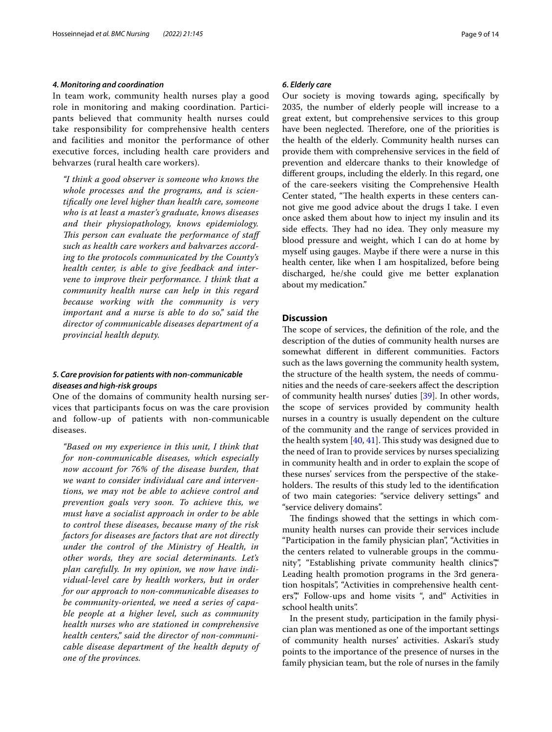#### *4. Monitoring and coordination*

In team work, community health nurses play a good role in monitoring and making coordination. Participants believed that community health nurses could take responsibility for comprehensive health centers and facilities and monitor the performance of other executive forces, including health care providers and behvarzes (rural health care workers).

> *"I think a good observer is someone who knows the whole processes and the programs, and is scientifically one level higher than health care, someone who is at least a master's graduate, knows diseases and their physiopathology, knows epidemiology. This person can evaluate the performance of staff such as health care workers and bahvarzes according to the protocols communicated by the County's health center, is able to give feedback and intervene to improve their performance. I think that a community health nurse can help in this regard because working with the community is very important and a nurse is able to do so," said the director of communicable diseases department of a provincial health deputy.*

#### *5. Care provision for patients with non-communicable diseases and high-risk groups*

One of the domains of community health nursing services that participants focus on was the care provision and follow-up of patients with non-communicable diseases.

> *"Based on my experience in this unit, I think that for non-communicable diseases, which especially now account for 76% of the disease burden, that we want to consider individual care and interventions, we may not be able to achieve control and prevention goals very soon. To achieve this, we must have a socialist approach in order to be able to control these diseases, because many of the risk factors for diseases are factors that are not directly under the control of the Ministry of Health, in other words, they are social determinants. Let's plan carefully. In my opinion, we now have individual-level care by health workers, but in order for our approach to non-communicable diseases to be community-oriented, we need a series of capable people at a higher level, such as community health nurses who are stationed in comprehensive health centers," said the director of non-communicable disease department of the health deputy of one of the provinces.*

#### *6. Elderly care*

Our society is moving towards aging, specifically by 2035, the number of elderly people will increase to a great extent, but comprehensive services to this group have been neglected. Therefore, one of the priorities is the health of the elderly. Community health nurses can provide them with comprehensive services in the field of prevention and eldercare thanks to their knowledge of different groups, including the elderly. In this regard, one of the care-seekers visiting the Comprehensive Health Center stated, "The health experts in these centers cannot give me good advice about the drugs I take. I even once asked them about how to inject my insulin and its side effects. They had no idea. They only measure my blood pressure and weight, which I can do at home by myself using gauges. Maybe if there were a nurse in this health center, like when I am hospitalized, before being discharged, he/she could give me better explanation about my medication."

## Discussion

The scope of services, the definition of the role, and the description of the duties of community health nurses are somewhat different in different communities. Factors such as the laws governing the community health system, the structure of the health system, the needs of communities and the needs of care-seekers affect the description of community health nurses' duties [39]. In other words, the scope of services provided by community health nurses in a country is usually dependent on the culture of the community and the range of services provided in the health system [40, 41]. This study was designed due to the need of Iran to provide services by nurses specializing in community health and in order to explain the scope of these nurses' services from the perspective of the stakeholders. The results of this study led to the identification of two main categories: "service delivery settings" and "service delivery domains".

The findings showed that the settings in which community health nurses can provide their services include "Participation in the family physician plan", "Activities in the centers related to vulnerable groups in the community", "Establishing private community health clinics"," Leading health promotion programs in the 3rd generation hospitals", "Activities in comprehensive health centers"," Follow-ups and home visits ", and" Activities in school health units".

In the present study, participation in the family physician plan was mentioned as one of the important settings of community health nurses' activities. Askari's study points to the importance of the presence of nurses in the family physician team, but the role of nurses in the family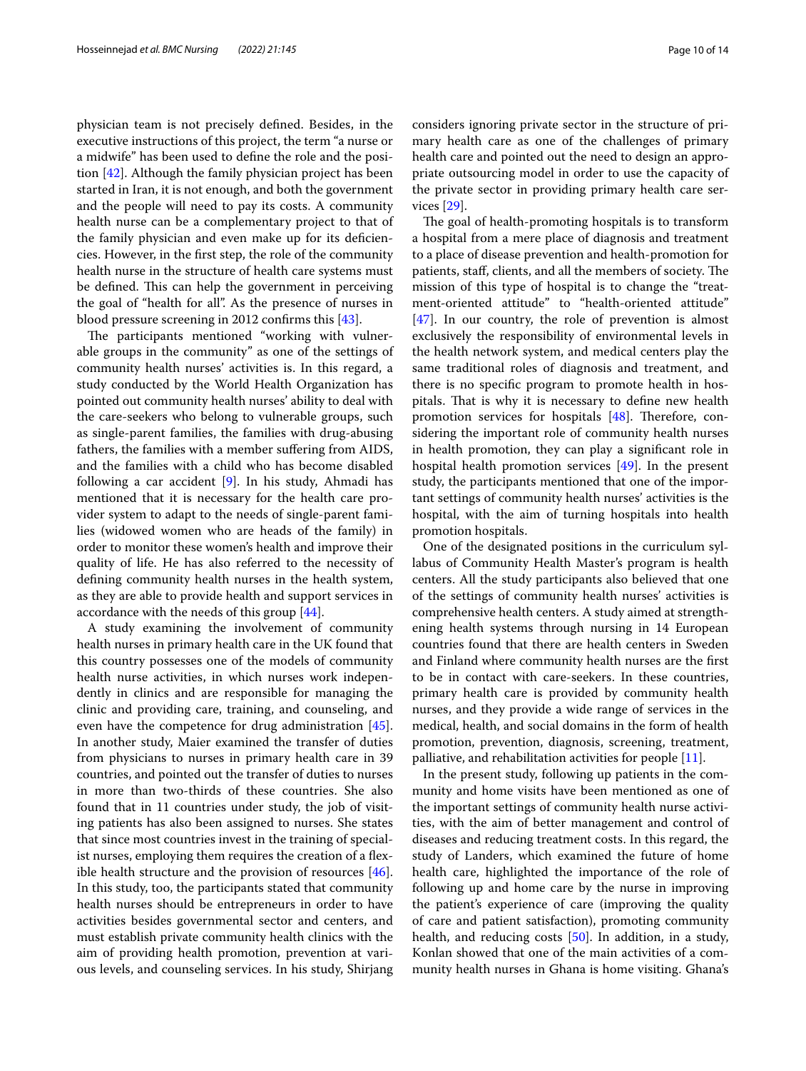physician team is not precisely defined. Besides, in the executive instructions of this project, the term "a nurse or a midwife" has been used to define the role and the position [42]. Although the family physician project has been started in Iran, it is not enough, and both the government and the people will need to pay its costs. A community health nurse can be a complementary project to that of the family physician and even make up for its deficiencies. However, in the first step, the role of the community health nurse in the structure of health care systems must be defined. This can help the government in perceiving the goal of "health for all". As the presence of nurses in blood pressure screening in 2012 confirms this [43].

The participants mentioned "working with vulnerable groups in the community" as one of the settings of community health nurses' activities is. In this regard, a study conducted by the World Health Organization has pointed out community health nurses' ability to deal with the care-seekers who belong to vulnerable groups, such as single-parent families, the families with drug-abusing fathers, the families with a member suffering from AIDS, and the families with a child who has become disabled following a car accident [9]. In his study, Ahmadi has mentioned that it is necessary for the health care provider system to adapt to the needs of single-parent families (widowed women who are heads of the family) in order to monitor these women's health and improve their quality of life. He has also referred to the necessity of defining community health nurses in the health system, as they are able to provide health and support services in accordance with the needs of this group [44].

A study examining the involvement of community health nurses in primary health care in the UK found that this country possesses one of the models of community health nurse activities, in which nurses work independently in clinics and are responsible for managing the clinic and providing care, training, and counseling, and even have the competence for drug administration [45]. In another study, Maier examined the transfer of duties from physicians to nurses in primary health care in 39 countries, and pointed out the transfer of duties to nurses in more than two-thirds of these countries. She also found that in 11 countries under study, the job of visiting patients has also been assigned to nurses. She states that since most countries invest in the training of specialist nurses, employing them requires the creation of a flexible health structure and the provision of resources [46]. In this study, too, the participants stated that community health nurses should be entrepreneurs in order to have activities besides governmental sector and centers, and must establish private community health clinics with the aim of providing health promotion, prevention at various levels, and counseling services. In his study, Shirjang considers ignoring private sector in the structure of primary health care as one of the challenges of primary health care and pointed out the need to design an appropriate outsourcing model in order to use the capacity of the private sector in providing primary health care services [29].

The goal of health-promoting hospitals is to transform a hospital from a mere place of diagnosis and treatment to a place of disease prevention and health-promotion for patients, staff, clients, and all the members of society. The mission of this type of hospital is to change the "treatment-oriented attitude" to "health-oriented attitude" [47]. In our country, the role of prevention is almost exclusively the responsibility of environmental levels in the health network system, and medical centers play the same traditional roles of diagnosis and treatment, and there is no specific program to promote health in hospitals. That is why it is necessary to define new health promotion services for hospitals [48]. Therefore, considering the important role of community health nurses in health promotion, they can play a significant role in hospital health promotion services [49]. In the present study, the participants mentioned that one of the important settings of community health nurses' activities is the hospital, with the aim of turning hospitals into health promotion hospitals.

One of the designated positions in the curriculum syllabus of Community Health Master's program is health centers. All the study participants also believed that one of the settings of community health nurses' activities is comprehensive health centers. A study aimed at strengthening health systems through nursing in 14 European countries found that there are health centers in Sweden and Finland where community health nurses are the first to be in contact with care-seekers. In these countries, primary health care is provided by community health nurses, and they provide a wide range of services in the medical, health, and social domains in the form of health promotion, prevention, diagnosis, screening, treatment, palliative, and rehabilitation activities for people [11].

In the present study, following up patients in the community and home visits have been mentioned as one of the important settings of community health nurse activities, with the aim of better management and control of diseases and reducing treatment costs. In this regard, the study of Landers, which examined the future of home health care, highlighted the importance of the role of following up and home care by the nurse in improving the patient's experience of care (improving the quality of care and patient satisfaction), promoting community health, and reducing costs [50]. In addition, in a study, Konlan showed that one of the main activities of a community health nurses in Ghana is home visiting. Ghana's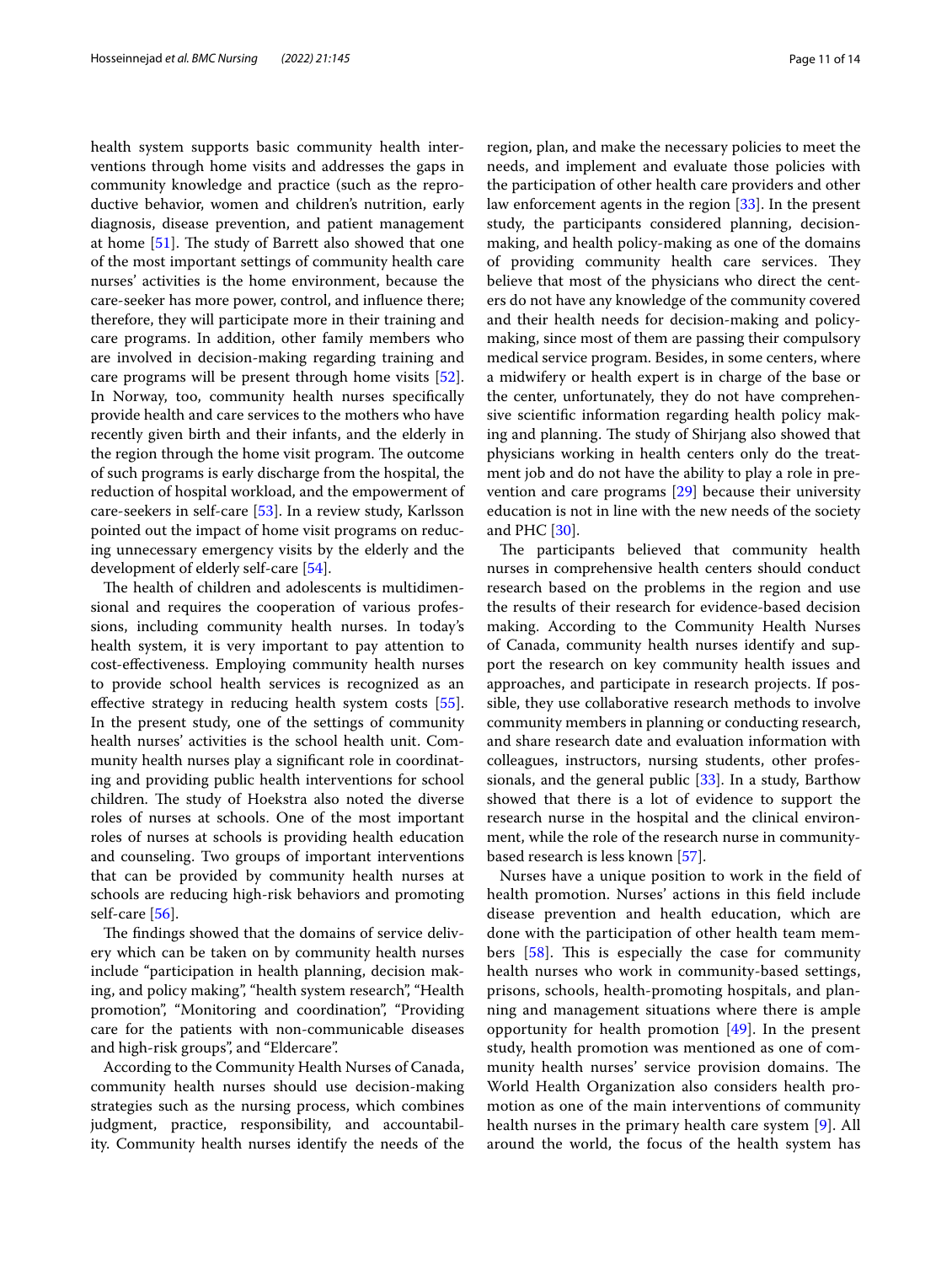health system supports basic community health interventions through home visits and addresses the gaps in community knowledge and practice (such as the reproductive behavior, women and children's nutrition, early diagnosis, disease prevention, and patient management at home [51]. The study of Barrett also showed that one of the most important settings of community health care nurses' activities is the home environment, because the care-seeker has more power, control, and influence there; therefore, they will participate more in their training and care programs. In addition, other family members who are involved in decision-making regarding training and care programs will be present through home visits [52]. In Norway, too, community health nurses specifically provide health and care services to the mothers who have recently given birth and their infants, and the elderly in the region through the home visit program. The outcome of such programs is early discharge from the hospital, the reduction of hospital workload, and the empowerment of care-seekers in self-care [53]. In a review study, Karlsson pointed out the impact of home visit programs on reducing unnecessary emergency visits by the elderly and the development of elderly self-care [54].

The health of children and adolescents is multidimensional and requires the cooperation of various professions, including community health nurses. In today's health system, it is very important to pay attention to cost-effectiveness. Employing community health nurses to provide school health services is recognized as an effective strategy in reducing health system costs [55]. In the present study, one of the settings of community health nurses' activities is the school health unit. Community health nurses play a significant role in coordinating and providing public health interventions for school children. The study of Hoekstra also noted the diverse roles of nurses at schools. One of the most important roles of nurses at schools is providing health education and counseling. Two groups of important interventions that can be provided by community health nurses at schools are reducing high-risk behaviors and promoting self-care [56].

The findings showed that the domains of service delivery which can be taken on by community health nurses include "participation in health planning, decision making, and policy making", "health system research", "Health promotion", "Monitoring and coordination", "Providing care for the patients with non-communicable diseases and high-risk groups", and "Eldercare".

According to the Community Health Nurses of Canada, community health nurses should use decision-making strategies such as the nursing process, which combines judgment, practice, responsibility, and accountability. Community health nurses identify the needs of the region, plan, and make the necessary policies to meet the needs, and implement and evaluate those policies with the participation of other health care providers and other law enforcement agents in the region [33]. In the present study, the participants considered planning, decision-making, and health policy-making as one of the domains of providing community health care services. They believe that most of the physicians who direct the centers do not have any knowledge of the community covered and their health needs for decision-making and policy-making, since most of them are passing their compulsory medical service program. Besides, in some centers, where a midwifery or health expert is in charge of the base or the center, unfortunately, they do not have comprehensive scientific information regarding health policy making and planning. The study of Shirjang also showed that physicians working in health centers only do the treatment job and do not have the ability to play a role in prevention and care programs [29] because their university education is not in line with the new needs of the society and PHC [30].

The participants believed that community health nurses in comprehensive health centers should conduct research based on the problems in the region and use the results of their research for evidence-based decision making. According to the Community Health Nurses of Canada, community health nurses identify and support the research on key community health issues and approaches, and participate in research projects. If possible, they use collaborative research methods to involve community members in planning or conducting research, and share research date and evaluation information with colleagues, instructors, nursing students, other professionals, and the general public [33]. In a study, Barthow showed that there is a lot of evidence to support the research nurse in the hospital and the clinical environment, while the role of the research nurse in community-based research is less known [57].

Nurses have a unique position to work in the field of health promotion. Nurses' actions in this field include disease prevention and health education, which are done with the participation of other health team members [58]. This is especially the case for community health nurses who work in community-based settings, prisons, schools, health-promoting hospitals, and planning and management situations where there is ample opportunity for health promotion [49]. In the present study, health promotion was mentioned as one of community health nurses' service provision domains. The World Health Organization also considers health promotion as one of the main interventions of community health nurses in the primary health care system [9]. All around the world, the focus of the health system has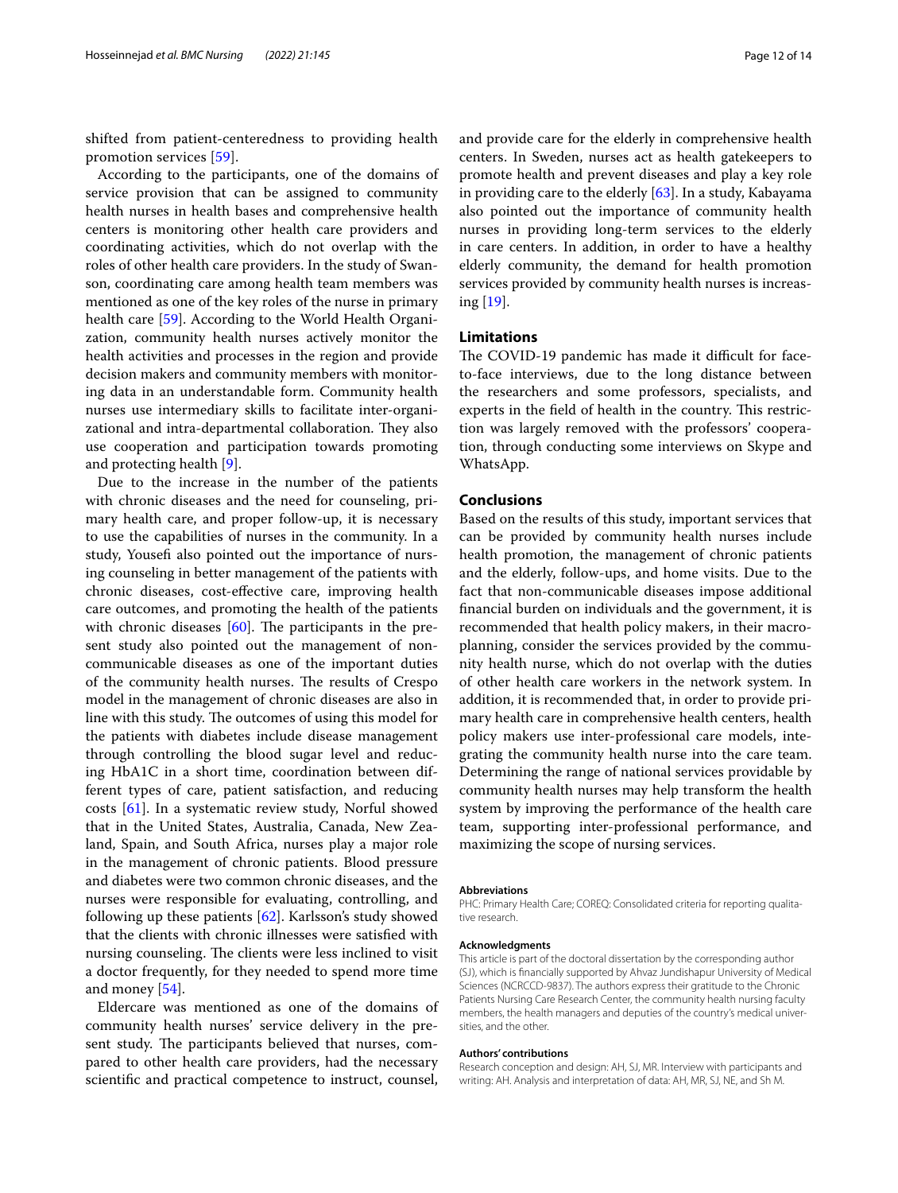shifted from patient-centeredness to providing health promotion services [59].

According to the participants, one of the domains of service provision that can be assigned to community health nurses in health bases and comprehensive health centers is monitoring other health care providers and coordinating activities, which do not overlap with the roles of other health care providers. In the study of Swanson, coordinating care among health team members was mentioned as one of the key roles of the nurse in primary health care [59]. According to the World Health Organization, community health nurses actively monitor the health activities and processes in the region and provide decision makers and community members with monitoring data in an understandable form. Community health nurses use intermediary skills to facilitate inter-organizational and intra-departmental collaboration. They also use cooperation and participation towards promoting and protecting health [9].

Due to the increase in the number of the patients with chronic diseases and the need for counseling, primary health care, and proper follow-up, it is necessary to use the capabilities of nurses in the community. In a study, Yousefi also pointed out the importance of nursing counseling in better management of the patients with chronic diseases, cost-effective care, improving health care outcomes, and promoting the health of the patients with chronic diseases [60]. The participants in the present study also pointed out the management of non-communicable diseases as one of the important duties of the community health nurses. The results of Crespo model in the management of chronic diseases are also in line with this study. The outcomes of using this model for the patients with diabetes include disease management through controlling the blood sugar level and reducing HbA1C in a short time, coordination between different types of care, patient satisfaction, and reducing costs [61]. In a systematic review study, Norful showed that in the United States, Australia, Canada, New Zealand, Spain, and South Africa, nurses play a major role in the management of chronic patients. Blood pressure and diabetes were two common chronic diseases, and the nurses were responsible for evaluating, controlling, and following up these patients [62]. Karlsson's study showed that the clients with chronic illnesses were satisfied with nursing counseling. The clients were less inclined to visit a doctor frequently, for they needed to spend more time and money [54].

Eldercare was mentioned as one of the domains of community health nurses' service delivery in the present study. The participants believed that nurses, compared to other health care providers, had the necessary scientific and practical competence to instruct, counsel, and provide care for the elderly in comprehensive health centers. In Sweden, nurses act as health gatekeepers to promote health and prevent diseases and play a key role in providing care to the elderly [63]. In a study, Kabayama also pointed out the importance of community health nurses in providing long-term services to the elderly in care centers. In addition, in order to have a healthy elderly community, the demand for health promotion services provided by community health nurses is increasing [19].

## Limitations

The COVID-19 pandemic has made it difficult for face-to-face interviews, due to the long distance between the researchers and some professors, specialists, and experts in the field of health in the country. This restriction was largely removed with the professors' cooperation, through conducting some interviews on Skype and WhatsApp.

## Conclusions

Based on the results of this study, important services that can be provided by community health nurses include health promotion, the management of chronic patients and the elderly, follow-ups, and home visits. Due to the fact that non-communicable diseases impose additional financial burden on individuals and the government, it is recommended that health policy makers, in their macro-planning, consider the services provided by the community health nurse, which do not overlap with the duties of other health care workers in the network system. In addition, it is recommended that, in order to provide primary health care in comprehensive health centers, health policy makers use inter-professional care models, integrating the community health nurse into the care team. Determining the range of national services providable by community health nurses may help transform the health system by improving the performance of the health care team, supporting inter-professional performance, and maximizing the scope of nursing services.

### Abbreviations

PHC: Primary Health Care; COREQ: Consolidated criteria for reporting qualitative research.

### Acknowledgments

This article is part of the doctoral dissertation by the corresponding author (SJ), which is financially supported by Ahvaz Jundishapur University of Medical Sciences (NCRCCD-9837). The authors express their gratitude to the Chronic Patients Nursing Care Research Center, the community health nursing faculty members, the health managers and deputies of the country's medical universities, and the other.

### Authors' contributions

Research conception and design: AH, SJ, MR. Interview with participants and writing: AH. Analysis and interpretation of data: AH, MR, SJ, NE, and Sh M.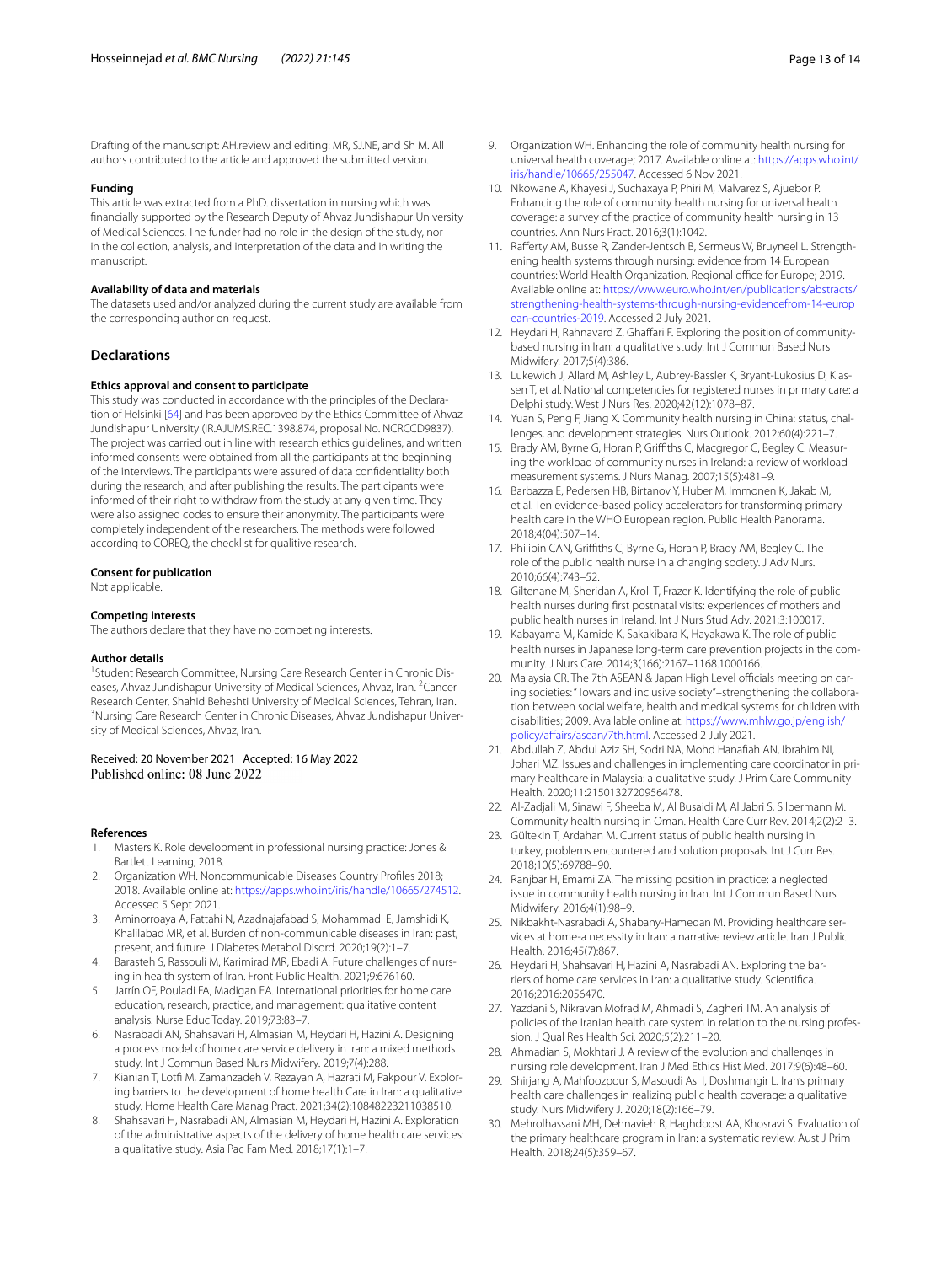Drafting of the manuscript: AH.review and editing: MR, SJ.NE, and Sh M. All authors contributed to the article and approved the submitted version.

### Funding

This article was extracted from a PhD. dissertation in nursing which was financially supported by the Research Deputy of Ahvaz Jundishapur University of Medical Sciences. The funder had no role in the design of the study, nor in the collection, analysis, and interpretation of the data and in writing the manuscript.

### Availability of data and materials

The datasets used and/or analyzed during the current study are available from the corresponding author on request.

## Declarations

### Ethics approval and consent to participate

This study was conducted in accordance with the principles of the Declaration of Helsinki [64] and has been approved by the Ethics Committee of Ahvaz Jundishapur University (IR.AJUMS.REC.1398.874, proposal No. NCRCCD9837). The project was carried out in line with research ethics guidelines, and written informed consents were obtained from all the participants at the beginning of the interviews. The participants were assured of data confidentiality both during the research, and after publishing the results. The participants were informed of their right to withdraw from the study at any given time. They were also assigned codes to ensure their anonymity. The participants were completely independent of the researchers. The methods were followed according to COREQ, the checklist for qualitive research.

### Consent for publication

Not applicable.

### Competing interests

The authors declare that they have no competing interests.

### Author details

[1]Student Research Committee, Nursing Care Research Center in Chronic Diseases, Ahvaz Jundishapur University of Medical Sciences, Ahvaz, Iran. [2]Cancer Research Center, Shahid Beheshti University of Medical Sciences, Tehran, Iran. [3]Nursing Care Research Center in Chronic Diseases, Ahvaz Jundishapur University of Medical Sciences, Ahvaz, Iran.

Received: 20 November 2021 Accepted: 16 May 2022
Published online: 08 June 2022

### References

1. Masters K. Role development in professional nursing practice: Jones & Bartlett Learning; 2018.
2. Organization WH. Noncommunicable Diseases Country Profiles 2018; 2018. Available online at: https://apps.who.int/iris/handle/10665/274512. Accessed 5 Sept 2021.
3. Aminorroaya A, Fattahi N, Azadnajafabad S, Mohammadi E, Jamshidi K, Khalilabad MR, et al. Burden of non-communicable diseases in Iran: past, present, and future. J Diabetes Metabol Disord. 2020;19(2):1–7.
4. Barasteh S, Rassouli M, Karimirad MR, Ebadi A. Future challenges of nursing in health system of Iran. Front Public Health. 2021;9:676160.
5. Jarrín OF, Pouladi FA, Madigan EA. International priorities for home care education, research, practice, and management: qualitative content analysis. Nurse Educ Today. 2019;73:83–7.
6. Nasrabadi AN, Shahsavari H, Almasian M, Heydari H, Hazini A. Designing a process model of home care service delivery in Iran: a mixed methods study. Int J Commun Based Nurs Midwifery. 2019;7(4):288.
7. Kianian T, Lotfi M, Zamanzadeh V, Rezayan A, Hazrati M, Pakpour V. Exploring barriers to the development of home health Care in Iran: a qualitative study. Home Health Care Manag Pract. 2021;34(2):10848223211038510.
8. Shahsavari H, Nasrabadi AN, Almasian M, Heydari H, Hazini A. Exploration of the administrative aspects of the delivery of home health care services: a qualitative study. Asia Pac Fam Med. 2018;17(1):1–7.
9. Organization WH. Enhancing the role of community health nursing for universal health coverage; 2017. Available online at: https://apps.who.int/iris/handle/10665/255047. Accessed 6 Nov 2021.
10. Nkowane A, Khayesi J, Suchaxaya P, Phiri M, Malvarez S, Ajuebor P. Enhancing the role of community health nursing for universal health coverage: a survey of the practice of community health nursing in 13 countries. Ann Nurs Pract. 2016;3(1):1042.
11. Rafferty AM, Busse R, Zander-Jentsch B, Sermeus W, Bruyneel L. Strengthening health systems through nursing: evidence from 14 European countries: World Health Organization. Regional office for Europe; 2019. Available online at: https://www.euro.who.int/en/publications/abstracts/strengthening-health-systems-through-nursing-evidencefrom-14-european-countries-2019. Accessed 2 July 2021.
12. Heydari H, Rahnavard Z, Ghaffari F. Exploring the position of community-based nursing in Iran: a qualitative study. Int J Commun Based Nurs Midwifery. 2017;5(4):386.
13. Lukewich J, Allard M, Ashley L, Aubrey-Bassler K, Bryant-Lukosius D, Klassen T, et al. National competencies for registered nurses in primary care: a Delphi study. West J Nurs Res. 2020;42(12):1078–87.
14. Yuan S, Peng F, Jiang X. Community health nursing in China: status, challenges, and development strategies. Nurs Outlook. 2012;60(4):221–7.
15. Brady AM, Byrne G, Horan P, Griffiths C, Macgregor C, Begley C. Measuring the workload of community nurses in Ireland: a review of workload measurement systems. J Nurs Manag. 2007;15(5):481–9.
16. Barbazza E, Pedersen HB, Birtanov Y, Huber M, Immonen K, Jakab M, et al. Ten evidence-based policy accelerators for transforming primary health care in the WHO European region. Public Health Panorama. 2018;4(04):507–14.
17. Philibin CAN, Griffiths C, Byrne G, Horan P, Brady AM, Begley C. The role of the public health nurse in a changing society. J Adv Nurs. 2010;66(4):743–52.
18. Giltenane M, Sheridan A, Kroll T, Frazer K. Identifying the role of public health nurses during first postnatal visits: experiences of mothers and public health nurses in Ireland. Int J Nurs Stud Adv. 2021;3:100017.
19. Kabayama M, Kamide K, Sakakibara K, Hayakawa K. The role of public health nurses in Japanese long-term care prevention projects in the community. J Nurs Care. 2014;3(166):2167–1168.1000166.
20. Malaysia CR. The 7th ASEAN & Japan High Level officials meeting on caring societies: "Towars and inclusive society"–strengthening the collaboration between social welfare, health and medical systems for children with disabilities; 2009. Available online at: https://www.mhlw.go.jp/english/policy/affairs/asean/7th.html. Accessed 2 July 2021.
21. Abdullah Z, Abdul Aziz SH, Sodri NA, Mohd Hanafiah AN, Ibrahim NI, Johari MZ. Issues and challenges in implementing care coordinator in primary healthcare in Malaysia: a qualitative study. J Prim Care Community Health. 2020;11:2150132720956478.
22. Al-Zadjali M, Sinawi F, Sheeba M, Al Busaidi M, Al Jabri S, Silbermann M. Community health nursing in Oman. Health Care Curr Rev. 2014;2(2):2–3.
23. Gültekin T, Ardahan M. Current status of public health nursing in turkey, problems encountered and solution proposals. Int J Curr Res. 2018;10(5):69788–90.
24. Ranjbar H, Emami ZA. The missing position in practice: a neglected issue in community health nursing in Iran. Int J Commun Based Nurs Midwifery. 2016;4(1):98–9.
25. Nikbakht-Nasrabadi A, Shabany-Hamedan M. Providing healthcare services at home-a necessity in Iran: a narrative review article. Iran J Public Health. 2016;45(7):867.
26. Heydari H, Shahsavari H, Hazini A, Nasrabadi AN. Exploring the barriers of home care services in Iran: a qualitative study. Scientifica. 2016;2016:2056470.
27. Yazdani S, Nikravan Mofrad M, Ahmadi S, Zagheri TM. An analysis of policies of the Iranian health care system in relation to the nursing profession. J Qual Res Health Sci. 2020;5(2):211–20.
28. Ahmadian S, Mokhtari J. A review of the evolution and challenges in nursing role development. Iran J Med Ethics Hist Med. 2017;9(6):48–60.
29. Shirjang A, Mahfoozpour S, Masoudi Asl I, Doshmangir L. Iran's primary health care challenges in realizing public health coverage: a qualitative study. Nurs Midwifery J. 2020;18(2):166–79.
30. Mehrolhassani MH, Dehnavieh R, Haghdoost AA, Khosravi S. Evaluation of the primary healthcare program in Iran: a systematic review. Aust J Prim Health. 2018;24(5):359–67.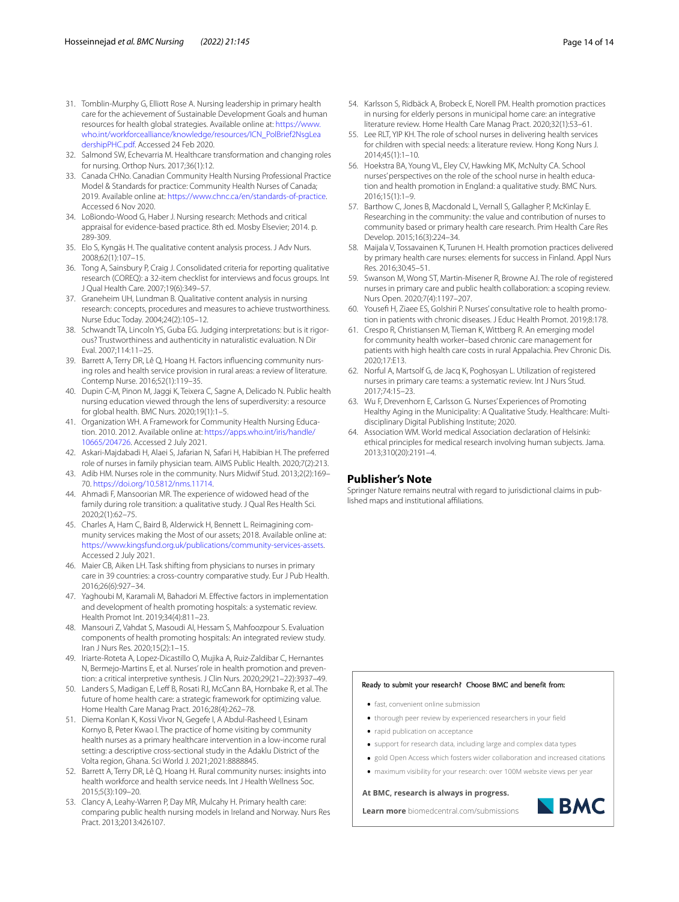31. Tomblin-Murphy G, Elliott Rose A. Nursing leadership in primary health care for the achievement of Sustainable Development Goals and human resources for health global strategies. Available online at: https://www.who.int/workforcealliance/knowledge/resources/ICN_PolBrief2NsgLeadershipPHC.pdf. Accessed 24 Feb 2020.
32. Salmond SW, Echevarria M. Healthcare transformation and changing roles for nursing. Orthop Nurs. 2017;36(1):12.
33. Canada CHNo. Canadian Community Health Nursing Professional Practice Model & Standards for practice: Community Health Nurses of Canada; 2019. Available online at: https://www.chnc.ca/en/standards-of-practice. Accessed 6 Nov 2020.
34. LoBiondo-Wood G, Haber J. Nursing research: Methods and critical appraisal for evidence-based practice. 8th ed. Mosby Elsevier; 2014. p. 289-309.
35. Elo S, Kyngäs H. The qualitative content analysis process. J Adv Nurs. 2008;62(1):107–15.
36. Tong A, Sainsbury P, Craig J. Consolidated criteria for reporting qualitative research (COREQ): a 32-item checklist for interviews and focus groups. Int J Qual Health Care. 2007;19(6):349–57.
37. Graneheim UH, Lundman B. Qualitative content analysis in nursing research: concepts, procedures and measures to achieve trustworthiness. Nurse Educ Today. 2004;24(2):105–12.
38. Schwandt TA, Lincoln YS, Guba EG. Judging interpretations: but is it rigorous? Trustworthiness and authenticity in naturalistic evaluation. N Dir Eval. 2007;114:11–25.
39. Barrett A, Terry DR, Lê Q, Hoang H. Factors influencing community nursing roles and health service provision in rural areas: a review of literature. Contemp Nurse. 2016;52(1):119–35.
40. Dupin C-M, Pinon M, Jaggi K, Teixera C, Sagne A, Delicado N. Public health nursing education viewed through the lens of superdiversity: a resource for global health. BMC Nurs. 2020;19(1):1–5.
41. Organization WH. A Framework for Community Health Nursing Education. 2010. 2012. Available online at: https://apps.who.int/iris/handle/10665/204726. Accessed 2 July 2021.
42. Askari-Majdabadi H, Alaei S, Jafarian N, Safari H, Habibian H. The preferred role of nurses in family physician team. AIMS Public Health. 2020;7(2):213.
43. Adib HM. Nurses role in the community. Nurs Midwif Stud. 2013;2(2):169–70. https://doi.org/10.5812/nms.11714.
44. Ahmadi F, Mansoorian MR. The experience of widowed head of the family during role transition: a qualitative study. J Qual Res Health Sci. 2020;2(1):62–75.
45. Charles A, Ham C, Baird B, Alderwick H, Bennett L. Reimagining community services making the Most of our assets; 2018. Available online at: https://www.kingsfund.org.uk/publications/community-services-assets. Accessed 2 July 2021.
46. Maier CB, Aiken LH. Task shifting from physicians to nurses in primary care in 39 countries: a cross-country comparative study. Eur J Pub Health. 2016;26(6):927–34.
47. Yaghoubi M, Karamali M, Bahadori M. Effective factors in implementation and development of health promoting hospitals: a systematic review. Health Promot Int. 2019;34(4):811–23.
48. Mansouri Z, Vahdat S, Masoudi AI, Hessam S, Mahfoozpour S. Evaluation components of health promoting hospitals: An integrated review study. Iran J Nurs Res. 2020;15(2):1–15.
49. Iriarte-Roteta A, Lopez-Dicastillo O, Mujika A, Ruiz-Zaldibar C, Hernantes N, Bermejo-Martins E, et al. Nurses' role in health promotion and prevention: a critical interpretive synthesis. J Clin Nurs. 2020;29(21–22):3937–49.
50. Landers S, Madigan E, Leff B, Rosati RJ, McCann BA, Hornbake R, et al. The future of home health care: a strategic framework for optimizing value. Home Health Care Manag Pract. 2016;28(4):262–78.
51. Diema Konlan K, Kossi Vivor N, Gegefe I, A Abdul-Rasheed I, Esinam Kornyo B, Peter Kwao I. The practice of home visiting by community health nurses as a primary healthcare intervention in a low-income rural setting: a descriptive cross-sectional study in the Adaklu District of the Volta region, Ghana. Sci World J. 2021;2021:8888845.
52. Barrett A, Terry DR, Lê Q, Hoang H. Rural community nurses: insights into health workforce and health service needs. Int J Health Wellness Soc. 2015;5(3):109–20.
53. Clancy A, Leahy-Warren P, Day MR, Mulcahy H. Primary health care: comparing public health nursing models in Ireland and Norway. Nurs Res Pract. 2013;2013:426107.
54. Karlsson S, Ridbäck A, Brobeck E, Norell PM. Health promotion practices in nursing for elderly persons in municipal home care: an integrative literature review. Home Health Care Manag Pract. 2020;32(1):53–61.
55. Lee RLT, YIP KH. The role of school nurses in delivering health services for children with special needs: a literature review. Hong Kong Nurs J. 2014;45(1):1–10.
56. Hoekstra BA, Young VL, Eley CV, Hawking MK, McNulty CA. School nurses' perspectives on the role of the school nurse in health education and health promotion in England: a qualitative study. BMC Nurs. 2016;15(1):1–9.
57. Barthow C, Jones B, Macdonald L, Vernall S, Gallagher P, McKinlay E. Researching in the community: the value and contribution of nurses to community based or primary health care research. Prim Health Care Res Develop. 2015;16(3):224–34.
58. Maijala V, Tossavainen K, Turunen H. Health promotion practices delivered by primary health care nurses: elements for success in Finland. Appl Nurs Res. 2016;30:45–51.
59. Swanson M, Wong ST, Martin-Misener R, Browne AJ. The role of registered nurses in primary care and public health collaboration: a scoping review. Nurs Open. 2020;7(4):1197–207.
60. Yousefi H, Ziaee ES, Golshiri P. Nurses' consultative role to health promotion in patients with chronic diseases. J Educ Health Promot. 2019;8:178.
61. Crespo R, Christiansen M, Tieman K, Wittberg R. An emerging model for community health worker–based chronic care management for patients with high health care costs in rural Appalachia. Prev Chronic Dis. 2020;17:E13.
62. Norful A, Martsolf G, de Jacq K, Poghosyan L. Utilization of registered nurses in primary care teams: a systematic review. Int J Nurs Stud. 2017;74:15–23.
63. Wu F, Drevenhorn E, Carlsson G. Nurses' Experiences of Promoting Healthy Aging in the Municipality: A Qualitative Study. Healthcare: Multidisciplinary Digital Publishing Institute; 2020.
64. Association WM. World medical Association declaration of Helsinki: ethical principles for medical research involving human subjects. Jama. 2013;310(20):2191–4.

## Publisher's Note

Springer Nature remains neutral with regard to jurisdictional claims in published maps and institutional affiliations.

Ready to submit your research? Choose BMC and benefit from:

- fast, convenient online submission
- thorough peer review by experienced researchers in your field
- rapid publication on acceptance
- support for research data, including large and complex data types
- gold Open Access which fosters wider collaboration and increased citations
- maximum visibility for your research: over 100M website views per year

**At BMC, research is always in progress.**

**Learn more** biomedcentral.com/submissions

BMC